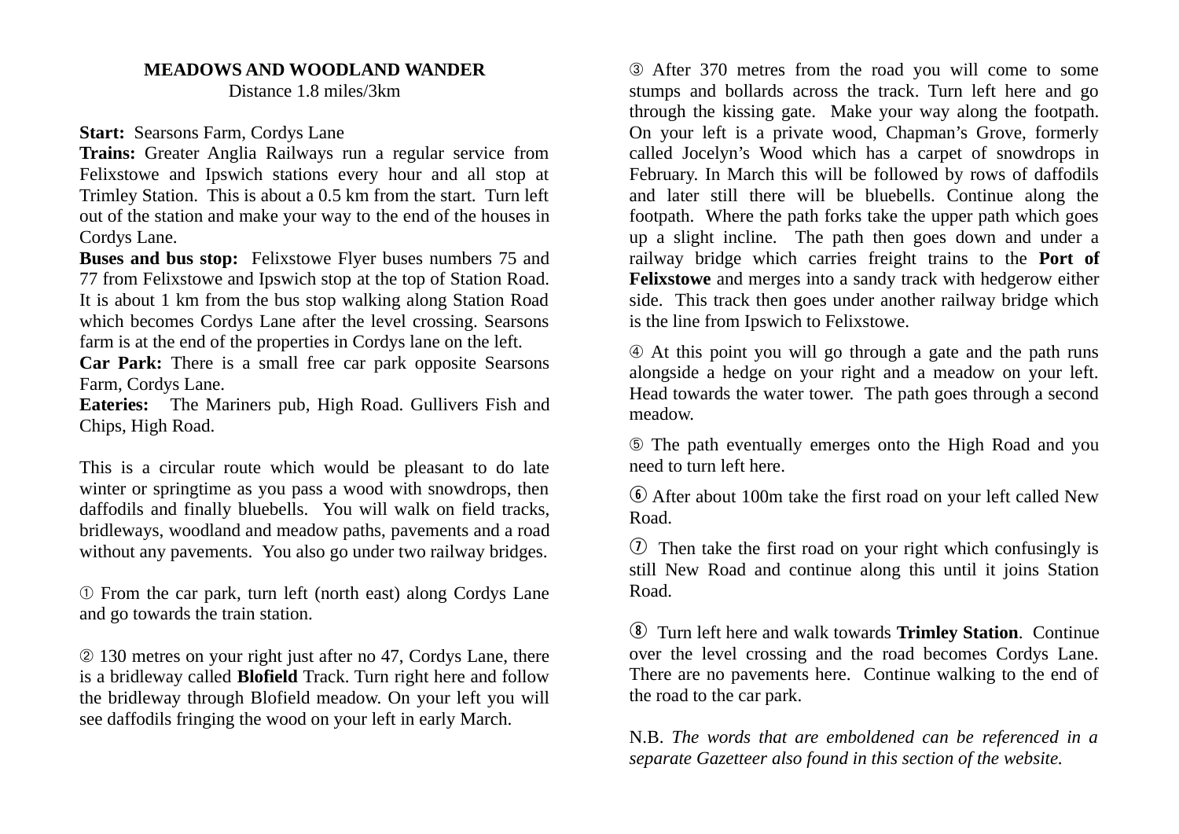# MEADOWS AND WOODLAND WANDER

Distance 1.8 miles/3km

**Start:** Searsons Farm, Cordys Lane

**Trains:** Greater Anglia Railways run a regular service from Felixstowe and Ipswich stations every hour and all stop at Trimley Station. This is about a 0.5 km from the start. Turn left out of the station and make your way to the end of the houses in Cordys Lane.

**Buses and bus stop:** Felixstowe Flyer buses numbers 75 and 77 from Felixstowe and Ipswich stop at the top of Station Road. It is about 1 km from the bus stop walking along Station Road which becomes Cordys Lane after the level crossing. Searsons farm is at the end of the properties in Cordys lane on the left.

**Car Park:** There is a small free car park opposite Searsons Farm, Cordys Lane.

**Eateries:** The Mariners pub, High Road. Gullivers Fish and Chips, High Road.

This is a circular route which would be pleasant to do late winter or springtime as you pass a wood with snowdrops, then daffodils and finally bluebells. You will walk on field tracks, bridleways, woodland and meadow paths, pavements and a road without any pavements. You also go under two railway bridges.

① From the car park, turn left (north east) along Cordys Lane and go towards the train station.

② 130 metres on your right just after no 47, Cordys Lane, there is a bridleway called **Blofield** Track. Turn right here and follow the bridleway through Blofield meadow. On your left you will see daffodils fringing the wood on your left in early March.

③ After 370 metres from the road you will come to some stumps and bollards across the track. Turn left here and go through the kissing gate. Make your way along the footpath. On your left is a private wood, Chapman's Grove, formerly called Jocelyn's Wood which has a carpet of snowdrops in February. In March this will be followed by rows of daffodils and later still there will be bluebells. Continue along the footpath. Where the path forks take the upper path which goes up a slight incline. The path then goes down and under a railway bridge which carries freight trains to the **Port of Felixstowe** and merges into a sandy track with hedgerow either side. This track then goes under another railway bridge which is the line from Ipswich to Felixstowe.

④ At this point you will go through a gate and the path runs alongside a hedge on your right and a meadow on your left. Head towards the water tower. The path goes through a second meadow.

⑤ The path eventually emerges onto the High Road and you need to turn left here.

⑥ After about 100m take the first road on your left called New Road.

⑦ Then take the first road on your right which confusingly is still New Road and continue along this until it joins Station Road.

⑧ Turn left here and walk towards **Trimley Station**. Continue over the level crossing and the road becomes Cordys Lane. There are no pavements here. Continue walking to the end of the road to the car park.

N.B. *The words that are emboldened can be referenced in a separate Gazetteer also found in this section of the website.*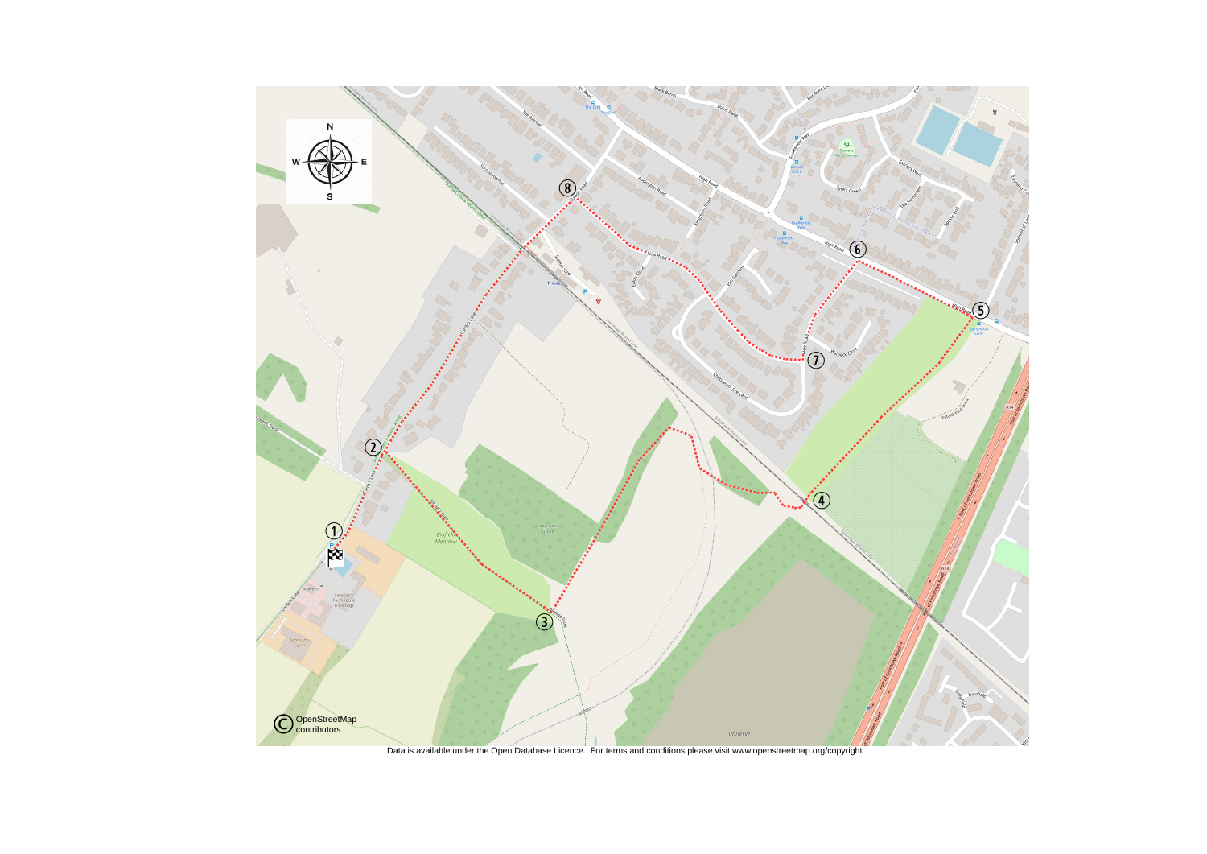© OpenStreetMap contributors

Data is available under the Open Database Licence. For terms and conditions please visit www.openstreetmap.org/copyright